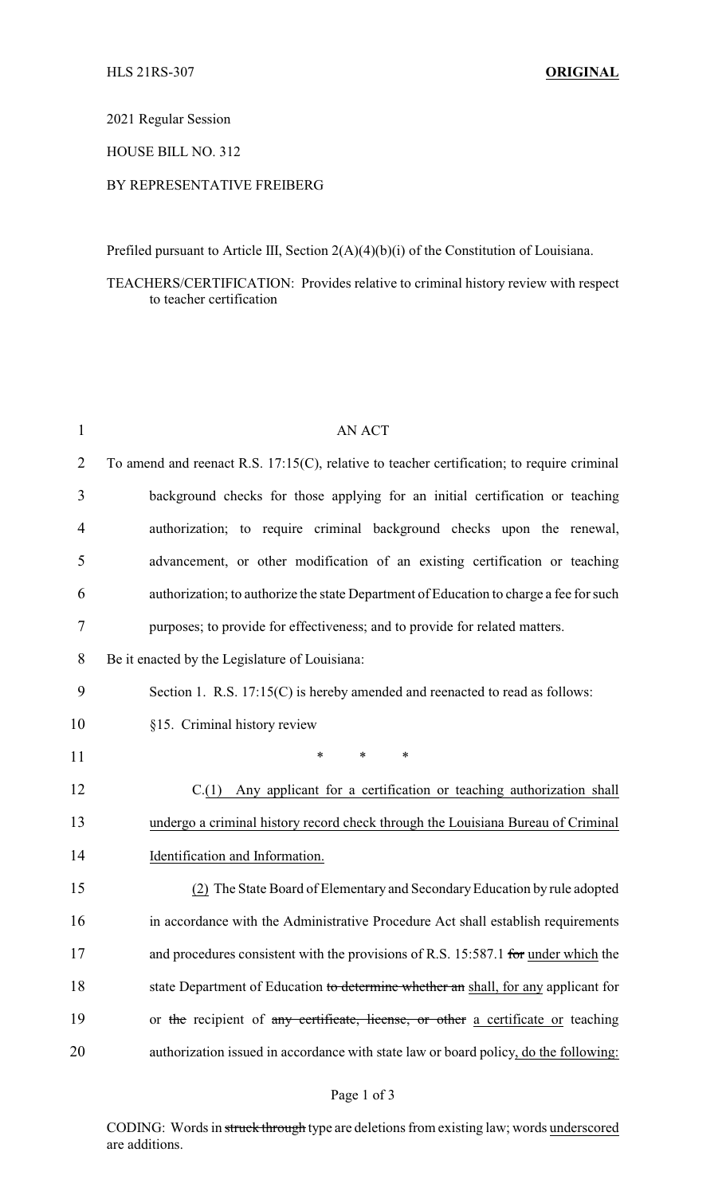HLS 21RS-307 **ORIGINAL**

2021 Regular Session

HOUSE BILL NO. 312

BY REPRESENTATIVE FREIBERG

Prefiled pursuant to Article III, Section 2(A)(4)(b)(i) of the Constitution of Louisiana.

TEACHERS/CERTIFICATION: Provides relative to criminal history review with respect to teacher certification

AN ACT

To amend and reenact R.S. 17:15(C), relative to teacher certification; to require criminal background checks for those applying for an initial certification or teaching authorization; to require criminal background checks upon the renewal, advancement, or other modification of an existing certification or teaching authorization; to authorize the state Department of Education to charge a fee for such purposes; to provide for effectiveness; and to provide for related matters.

Be it enacted by the Legislature of Louisiana:

Section 1. R.S. 17:15(C) is hereby amended and reenacted to read as follows:

§15. Criminal history review

\* \* \*

C.(1) Any applicant for a certification or teaching authorization shall undergo a criminal history record check through the Louisiana Bureau of Criminal Identification and Information.

(2) The State Board of Elementary and Secondary Education by rule adopted in accordance with the Administrative Procedure Act shall establish requirements and procedures consistent with the provisions of R.S. 15:587.1 ~~for~~ under which the state Department of Education ~~to determine whether an~~ shall, for any applicant for or ~~the~~ recipient of ~~any certificate, license, or other~~ a certificate or teaching authorization issued in accordance with state law or board policy, do the following:

CODING: Words in ~~struck through~~ type are deletions from existing law; words underscored are additions.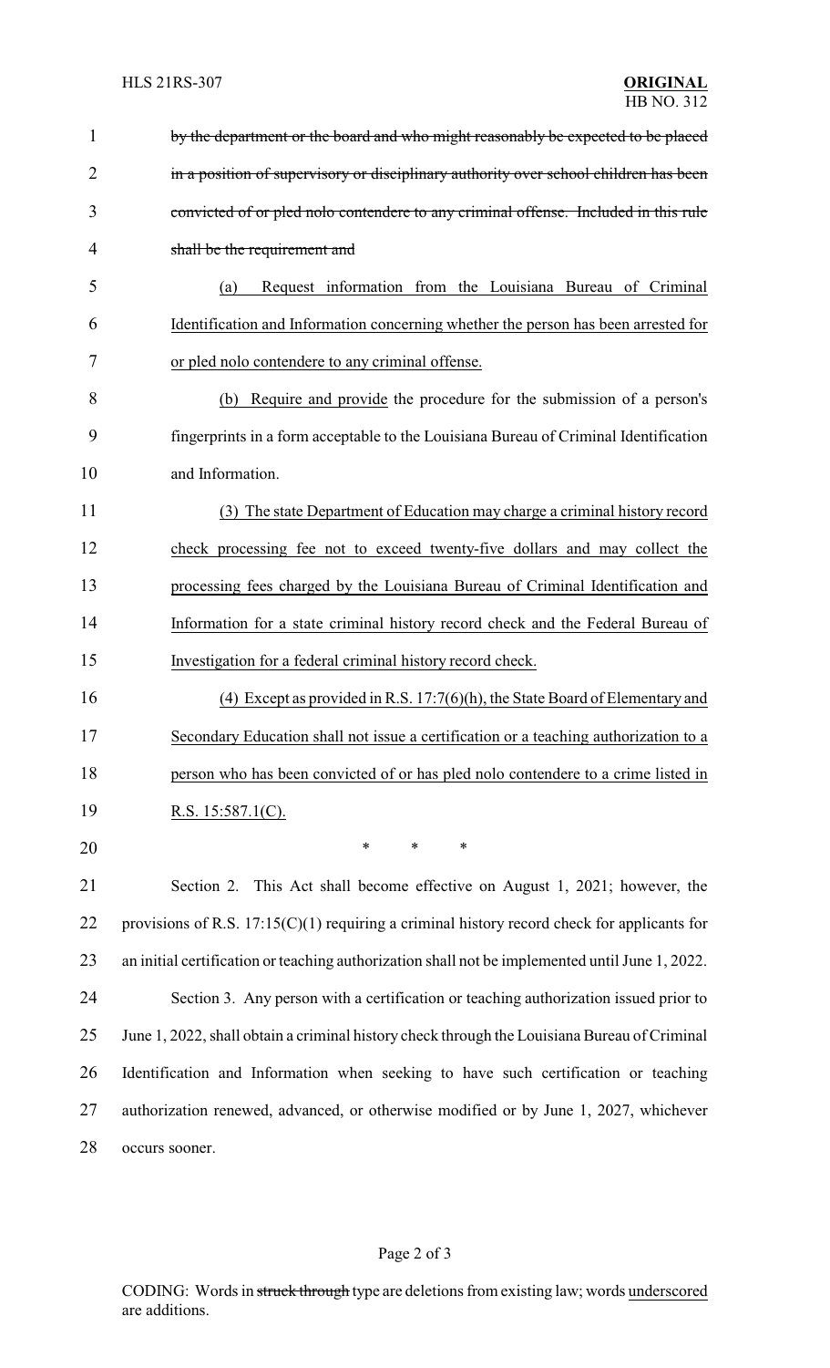~~by the department or the board and who might reasonably be expected to be placed in a position of supervisory or disciplinary authority over school children has been convicted of or pled nolo contendere to any criminal offense. Included in this rule shall be the requirement and~~

(a) Request information from the Louisiana Bureau of Criminal Identification and Information concerning whether the person has been arrested for or pled nolo contendere to any criminal offense.

(b) Require and provide the procedure for the submission of a person's fingerprints in a form acceptable to the Louisiana Bureau of Criminal Identification and Information.

(3) The state Department of Education may charge a criminal history record check processing fee not to exceed twenty-five dollars and may collect the processing fees charged by the Louisiana Bureau of Criminal Identification and Information for a state criminal history record check and the Federal Bureau of Investigation for a federal criminal history record check.

(4) Except as provided in R.S. 17:7(6)(h), the State Board of Elementary and Secondary Education shall not issue a certification or a teaching authorization to a person who has been convicted of or has pled nolo contendere to a crime listed in R.S. 15:587.1(C).

\* \* \*

Section 2. This Act shall become effective on August 1, 2021; however, the provisions of R.S. 17:15(C)(1) requiring a criminal history record check for applicants for an initial certification or teaching authorization shall not be implemented until June 1, 2022.

Section 3. Any person with a certification or teaching authorization issued prior to June 1, 2022, shall obtain a criminal history check through the Louisiana Bureau of Criminal Identification and Information when seeking to have such certification or teaching authorization renewed, advanced, or otherwise modified or by June 1, 2027, whichever occurs sooner.

CODING: Words in ~~struck through~~ type are deletions from existing law; words underscored are additions.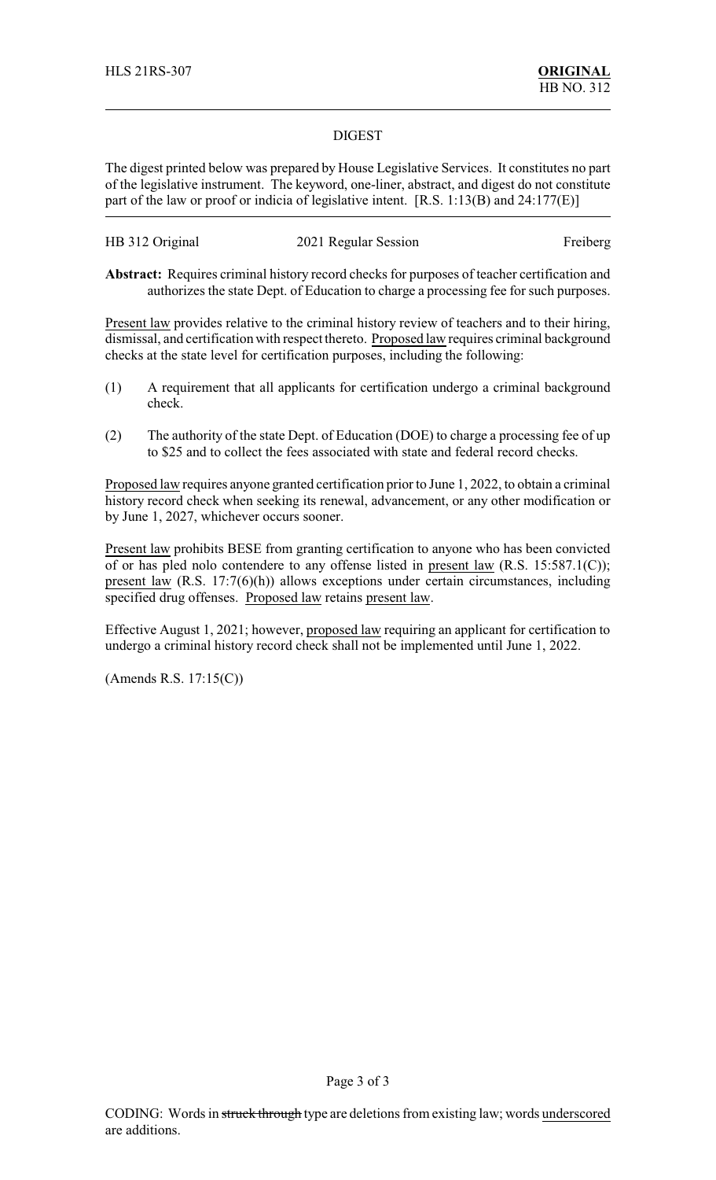HLS 21RS-307 **ORIGINAL**
HB NO. 312

## DIGEST

The digest printed below was prepared by House Legislative Services. It constitutes no part of the legislative instrument. The keyword, one-liner, abstract, and digest do not constitute part of the law or proof or indicia of legislative intent. [R.S. 1:13(B) and 24:177(E)]

HB 312 Original | 2021 Regular Session | Freiberg

**Abstract:** Requires criminal history record checks for purposes of teacher certification and authorizes the state Dept. of Education to charge a processing fee for such purposes.

Present law provides relative to the criminal history review of teachers and to their hiring, dismissal, and certification with respect thereto. Proposed law requires criminal background checks at the state level for certification purposes, including the following:

(1) A requirement that all applicants for certification undergo a criminal background check.

(2) The authority of the state Dept. of Education (DOE) to charge a processing fee of up to $25 and to collect the fees associated with state and federal record checks.

Proposed law requires anyone granted certification prior to June 1, 2022, to obtain a criminal history record check when seeking its renewal, advancement, or any other modification or by June 1, 2027, whichever occurs sooner.

Present law prohibits BESE from granting certification to anyone who has been convicted of or has pled nolo contendere to any offense listed in present law (R.S. 15:587.1(C)); present law (R.S. 17:7(6)(h)) allows exceptions under certain circumstances, including specified drug offenses. Proposed law retains present law.

Effective August 1, 2021; however, proposed law requiring an applicant for certification to undergo a criminal history record check shall not be implemented until June 1, 2022.

(Amends R.S. 17:15(C))

CODING: Words in ~~struck through~~ type are deletions from existing law; words underscored are additions.